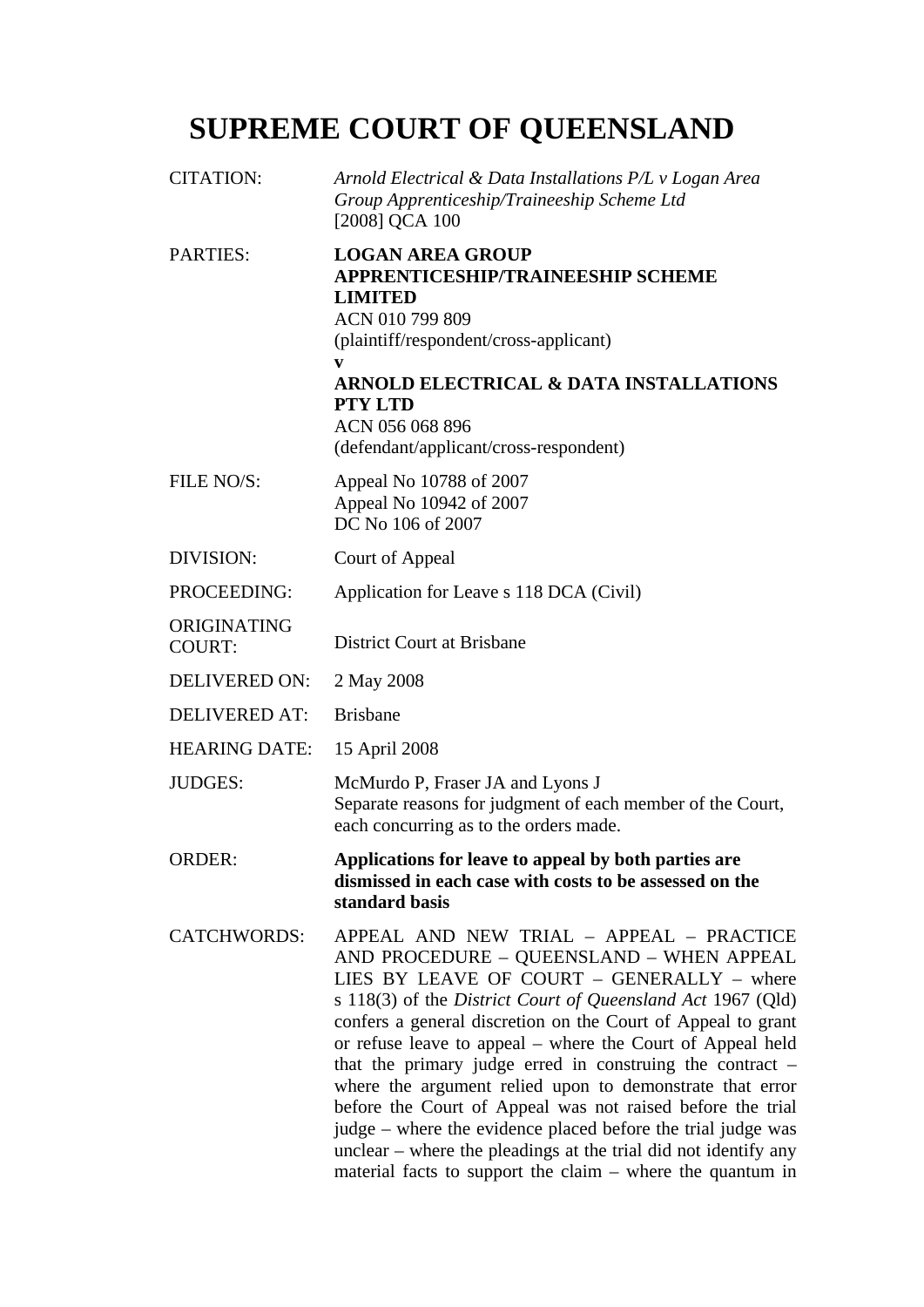# SUPREME COURT OF QUEENSLAND

| | |
|---|---|
| CITATION: | *Arnold Electrical & Data Installations P/L v Logan Area Group Apprenticeship/Traineeship Scheme Ltd* [2008] QCA 100 |
| PARTIES: | **LOGAN AREA GROUP APPRENTICESHIP/TRAINEESHIP SCHEME LIMITED**<br>ACN 010 799 809<br>(plaintiff/respondent/cross-applicant)<br>**v**<br>**ARNOLD ELECTRICAL & DATA INSTALLATIONS PTY LTD**<br>ACN 056 068 896<br>(defendant/applicant/cross-respondent) |
| FILE NO/S: | Appeal No 10788 of 2007<br>Appeal No 10942 of 2007<br>DC No 106 of 2007 |
| DIVISION: | Court of Appeal |
| PROCEEDING: | Application for Leave s 118 DCA (Civil) |
| ORIGINATING COURT: | District Court at Brisbane |
| DELIVERED ON: | 2 May 2008 |
| DELIVERED AT: | Brisbane |
| HEARING DATE: | 15 April 2008 |
| JUDGES: | McMurdo P, Fraser JA and Lyons J<br>Separate reasons for judgment of each member of the Court, each concurring as to the orders made. |
| ORDER: | **Applications for leave to appeal by both parties are dismissed in each case with costs to be assessed on the standard basis** |
| CATCHWORDS: | APPEAL AND NEW TRIAL – APPEAL – PRACTICE AND PROCEDURE – QUEENSLAND – WHEN APPEAL LIES BY LEAVE OF COURT – GENERALLY – where s 118(3) of the *District Court of Queensland Act* 1967 (Qld) confers a general discretion on the Court of Appeal to grant or refuse leave to appeal – where the Court of Appeal held that the primary judge erred in construing the contract – where the argument relied upon to demonstrate that error before the Court of Appeal was not raised before the trial judge – where the evidence placed before the trial judge was unclear – where the pleadings at the trial did not identify any material facts to support the claim – where the quantum in |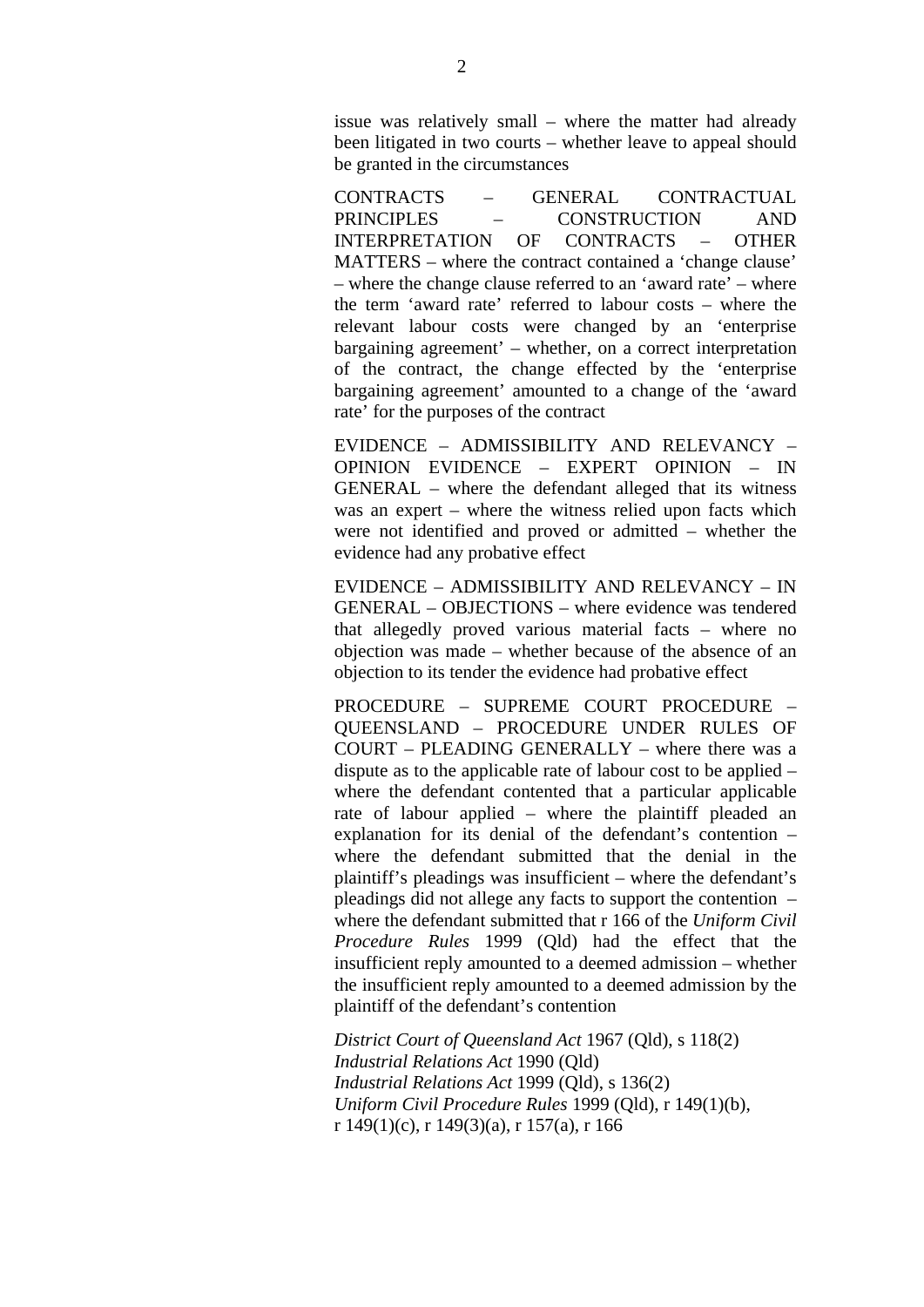issue was relatively small – where the matter had already been litigated in two courts – whether leave to appeal should be granted in the circumstances

CONTRACTS – GENERAL CONTRACTUAL PRINCIPLES – CONSTRUCTION AND INTERPRETATION OF CONTRACTS – OTHER MATTERS – where the contract contained a 'change clause' – where the change clause referred to an 'award rate' – where the term 'award rate' referred to labour costs – where the relevant labour costs were changed by an 'enterprise bargaining agreement' – whether, on a correct interpretation of the contract, the change effected by the 'enterprise bargaining agreement' amounted to a change of the 'award rate' for the purposes of the contract

EVIDENCE – ADMISSIBILITY AND RELEVANCY – OPINION EVIDENCE – EXPERT OPINION – IN GENERAL – where the defendant alleged that its witness was an expert – where the witness relied upon facts which were not identified and proved or admitted – whether the evidence had any probative effect

EVIDENCE – ADMISSIBILITY AND RELEVANCY – IN GENERAL – OBJECTIONS – where evidence was tendered that allegedly proved various material facts – where no objection was made – whether because of the absence of an objection to its tender the evidence had probative effect

PROCEDURE – SUPREME COURT PROCEDURE – QUEENSLAND – PROCEDURE UNDER RULES OF COURT – PLEADING GENERALLY – where there was a dispute as to the applicable rate of labour cost to be applied – where the defendant contented that a particular applicable rate of labour applied – where the plaintiff pleaded an explanation for its denial of the defendant's contention – where the defendant submitted that the denial in the plaintiff's pleadings was insufficient – where the defendant's pleadings did not allege any facts to support the contention – where the defendant submitted that r 166 of the *Uniform Civil Procedure Rules* 1999 (Qld) had the effect that the insufficient reply amounted to a deemed admission – whether the insufficient reply amounted to a deemed admission by the plaintiff of the defendant's contention

*District Court of Queensland Act* 1967 (Qld), s 118(2)
*Industrial Relations Act* 1990 (Qld)
*Industrial Relations Act* 1999 (Qld), s 136(2)
*Uniform Civil Procedure Rules* 1999 (Qld), r 149(1)(b), r 149(1)(c), r 149(3)(a), r 157(a), r 166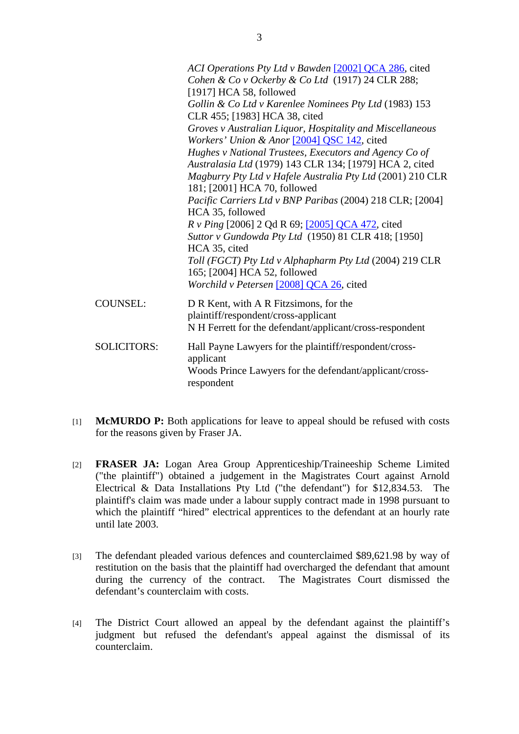*ACI Operations Pty Ltd v Bawden* [2002] QCA 286, cited
*Cohen & Co v Ockerby & Co Ltd* (1917) 24 CLR 288; [1917] HCA 58, followed
*Gollin & Co Ltd v Karenlee Nominees Pty Ltd* (1983) 153 CLR 455; [1983] HCA 38, cited
*Groves v Australian Liquor, Hospitality and Miscellaneous Workers' Union & Anor* [2004] QSC 142, cited
*Hughes v National Trustees, Executors and Agency Co of Australasia Ltd* (1979) 143 CLR 134; [1979] HCA 2, cited
*Magburry Pty Ltd v Hafele Australia Pty Ltd* (2001) 210 CLR 181; [2001] HCA 70, followed
*Pacific Carriers Ltd v BNP Paribas* (2004) 218 CLR; [2004] HCA 35, followed
*R v Ping* [2006] 2 Qd R 69; [2005] QCA 472, cited
*Suttor v Gundowda Pty Ltd* (1950) 81 CLR 418; [1950] HCA 35, cited
*Toll (FGCT) Pty Ltd v Alphapharm Pty Ltd* (2004) 219 CLR 165; [2004] HCA 52, followed
*Worchild v Petersen* [2008] QCA 26, cited

COUNSEL: D R Kent, with A R Fitzsimons, for the plaintiff/respondent/cross-applicant
N H Ferrett for the defendant/applicant/cross-respondent

SOLICITORS: Hall Payne Lawyers for the plaintiff/respondent/cross-applicant
Woods Prince Lawyers for the defendant/applicant/cross-respondent

[1] **McMURDO P:** Both applications for leave to appeal should be refused with costs for the reasons given by Fraser JA.

[2] **FRASER JA:** Logan Area Group Apprenticeship/Traineeship Scheme Limited ("the plaintiff") obtained a judgement in the Magistrates Court against Arnold Electrical & Data Installations Pty Ltd ("the defendant") for $12,834.53. The plaintiff's claim was made under a labour supply contract made in 1998 pursuant to which the plaintiff "hired" electrical apprentices to the defendant at an hourly rate until late 2003.

[3] The defendant pleaded various defences and counterclaimed $89,621.98 by way of restitution on the basis that the plaintiff had overcharged the defendant that amount during the currency of the contract. The Magistrates Court dismissed the defendant's counterclaim with costs.

[4] The District Court allowed an appeal by the defendant against the plaintiff's judgment but refused the defendant's appeal against the dismissal of its counterclaim.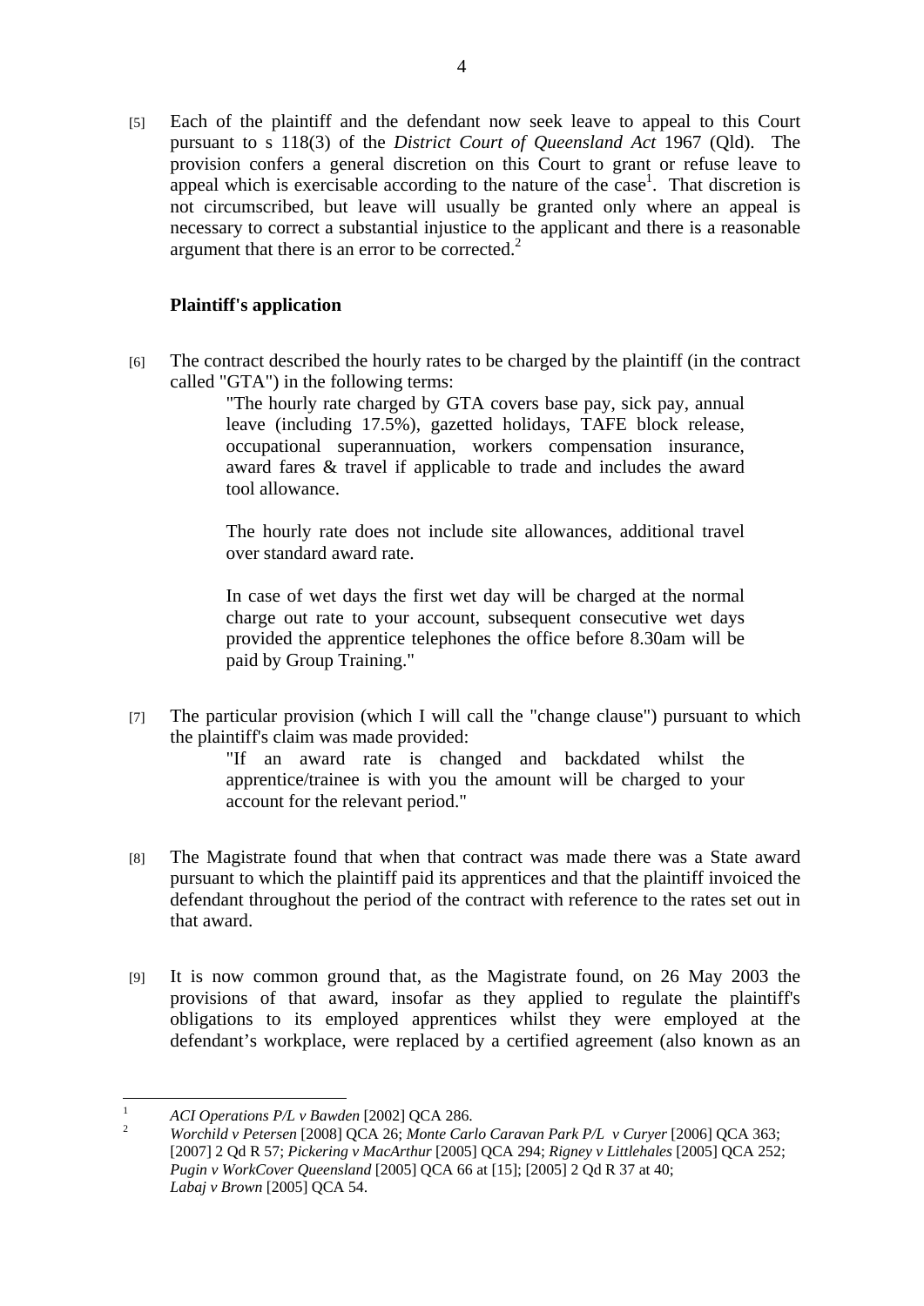[5] Each of the plaintiff and the defendant now seek leave to appeal to this Court pursuant to s 118(3) of the *District Court of Queensland Act* 1967 (Qld). The provision confers a general discretion on this Court to grant or refuse leave to appeal which is exercisable according to the nature of the case[1]. That discretion is not circumscribed, but leave will usually be granted only where an appeal is necessary to correct a substantial injustice to the applicant and there is a reasonable argument that there is an error to be corrected.[2]

**Plaintiff's application**

[6] The contract described the hourly rates to be charged by the plaintiff (in the contract called "GTA") in the following terms:

> "The hourly rate charged by GTA covers base pay, sick pay, annual leave (including 17.5%), gazetted holidays, TAFE block release, occupational superannuation, workers compensation insurance, award fares & travel if applicable to trade and includes the award tool allowance.
>
> The hourly rate does not include site allowances, additional travel over standard award rate.
>
> In case of wet days the first wet day will be charged at the normal charge out rate to your account, subsequent consecutive wet days provided the apprentice telephones the office before 8.30am will be paid by Group Training."

[7] The particular provision (which I will call the "change clause") pursuant to which the plaintiff's claim was made provided:

> "If an award rate is changed and backdated whilst the apprentice/trainee is with you the amount will be charged to your account for the relevant period."

[8] The Magistrate found that when that contract was made there was a State award pursuant to which the plaintiff paid its apprentices and that the plaintiff invoiced the defendant throughout the period of the contract with reference to the rates set out in that award.

[9] It is now common ground that, as the Magistrate found, on 26 May 2003 the provisions of that award, insofar as they applied to regulate the plaintiff's obligations to its employed apprentices whilst they were employed at the defendant's workplace, were replaced by a certified agreement (also known as an

---

[1] *ACI Operations P/L v Bawden* [2002] QCA 286.

[2] *Worchild v Petersen* [2008] QCA 26; *Monte Carlo Caravan Park P/L v Curyer* [2006] QCA 363; [2007] 2 Qd R 57; *Pickering v MacArthur* [2005] QCA 294; *Rigney v Littlehales* [2005] QCA 252; *Pugin v WorkCover Queensland* [2005] QCA 66 at [15]; [2005] 2 Qd R 37 at 40; *Labaj v Brown* [2005] QCA 54.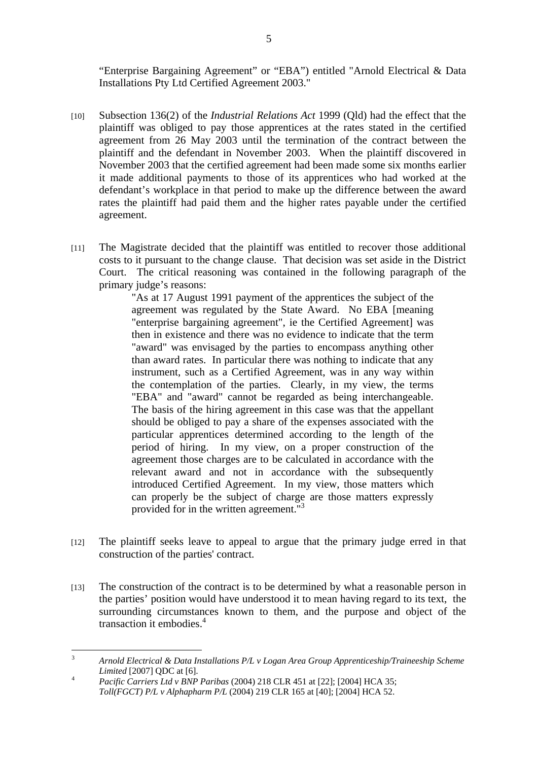"Enterprise Bargaining Agreement" or "EBA") entitled "Arnold Electrical & Data Installations Pty Ltd Certified Agreement 2003."

[10] Subsection 136(2) of the *Industrial Relations Act* 1999 (Qld) had the effect that the plaintiff was obliged to pay those apprentices at the rates stated in the certified agreement from 26 May 2003 until the termination of the contract between the plaintiff and the defendant in November 2003. When the plaintiff discovered in November 2003 that the certified agreement had been made some six months earlier it made additional payments to those of its apprentices who had worked at the defendant's workplace in that period to make up the difference between the award rates the plaintiff had paid them and the higher rates payable under the certified agreement.

[11] The Magistrate decided that the plaintiff was entitled to recover those additional costs to it pursuant to the change clause. That decision was set aside in the District Court. The critical reasoning was contained in the following paragraph of the primary judge's reasons:

> "As at 17 August 1991 payment of the apprentices the subject of the agreement was regulated by the State Award. No EBA [meaning "enterprise bargaining agreement", ie the Certified Agreement] was then in existence and there was no evidence to indicate that the term "award" was envisaged by the parties to encompass anything other than award rates. In particular there was nothing to indicate that any instrument, such as a Certified Agreement, was in any way within the contemplation of the parties. Clearly, in my view, the terms "EBA" and "award" cannot be regarded as being interchangeable. The basis of the hiring agreement in this case was that the appellant should be obliged to pay a share of the expenses associated with the particular apprentices determined according to the length of the period of hiring. In my view, on a proper construction of the agreement those charges are to be calculated in accordance with the relevant award and not in accordance with the subsequently introduced Certified Agreement. In my view, those matters which can properly be the subject of charge are those matters expressly provided for in the written agreement."[3]

[12] The plaintiff seeks leave to appeal to argue that the primary judge erred in that construction of the parties' contract.

[13] The construction of the contract is to be determined by what a reasonable person in the parties' position would have understood it to mean having regard to its text, the surrounding circumstances known to them, and the purpose and object of the transaction it embodies.[4]

---

[3] *Arnold Electrical & Data Installations P/L v Logan Area Group Apprenticeship/Traineeship Scheme Limited* [2007] QDC at [6].

[4] *Pacific Carriers Ltd v BNP Paribas* (2004) 218 CLR 451 at [22]; [2004] HCA 35; *Toll(FGCT) P/L v Alphapharm P/L* (2004) 219 CLR 165 at [40]; [2004] HCA 52.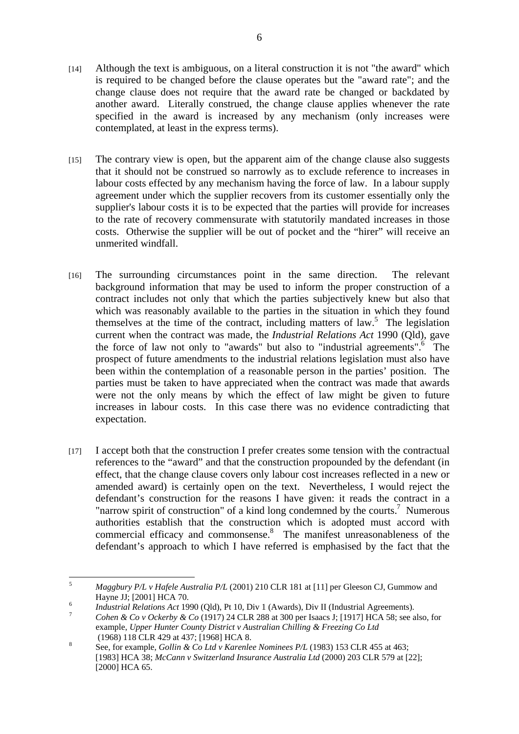[14] Although the text is ambiguous, on a literal construction it is not "the award" which is required to be changed before the clause operates but the "award rate"; and the change clause does not require that the award rate be changed or backdated by another award. Literally construed, the change clause applies whenever the rate specified in the award is increased by any mechanism (only increases were contemplated, at least in the express terms).

[15] The contrary view is open, but the apparent aim of the change clause also suggests that it should not be construed so narrowly as to exclude reference to increases in labour costs effected by any mechanism having the force of law. In a labour supply agreement under which the supplier recovers from its customer essentially only the supplier's labour costs it is to be expected that the parties will provide for increases to the rate of recovery commensurate with statutorily mandated increases in those costs. Otherwise the supplier will be out of pocket and the "hirer" will receive an unmerited windfall.

[16] The surrounding circumstances point in the same direction. The relevant background information that may be used to inform the proper construction of a contract includes not only that which the parties subjectively knew but also that which was reasonably available to the parties in the situation in which they found themselves at the time of the contract, including matters of law.[5] The legislation current when the contract was made, the *Industrial Relations Act* 1990 (Qld), gave the force of law not only to "awards" but also to "industrial agreements".[6] The prospect of future amendments to the industrial relations legislation must also have been within the contemplation of a reasonable person in the parties' position. The parties must be taken to have appreciated when the contract was made that awards were not the only means by which the effect of law might be given to future increases in labour costs. In this case there was no evidence contradicting that expectation.

[17] I accept both that the construction I prefer creates some tension with the contractual references to the "award" and that the construction propounded by the defendant (in effect, that the change clause covers only labour cost increases reflected in a new or amended award) is certainly open on the text. Nevertheless, I would reject the defendant's construction for the reasons I have given: it reads the contract in a "narrow spirit of construction" of a kind long condemned by the courts.[7] Numerous authorities establish that the construction which is adopted must accord with commercial efficacy and commonsense.[8] The manifest unreasonableness of the defendant's approach to which I have referred is emphasised by the fact that the

---

[5] *Maggbury P/L v Hafele Australia P/L* (2001) 210 CLR 181 at [11] per Gleeson CJ, Gummow and Hayne JJ; [2001] HCA 70.

[6] *Industrial Relations Act* 1990 (Qld), Pt 10, Div 1 (Awards), Div II (Industrial Agreements).

[7] *Cohen & Co v Ockerby & Co* (1917) 24 CLR 288 at 300 per Isaacs J; [1917] HCA 58; see also, for example, *Upper Hunter County District v Australian Chilling & Freezing Co Ltd* (1968) 118 CLR 429 at 437; [1968] HCA 8.

[8] See, for example, *Gollin & Co Ltd v Karenlee Nominees P/L* (1983) 153 CLR 455 at 463; [1983] HCA 38; *McCann v Switzerland Insurance Australia Ltd* (2000) 203 CLR 579 at [22]; [2000] HCA 65.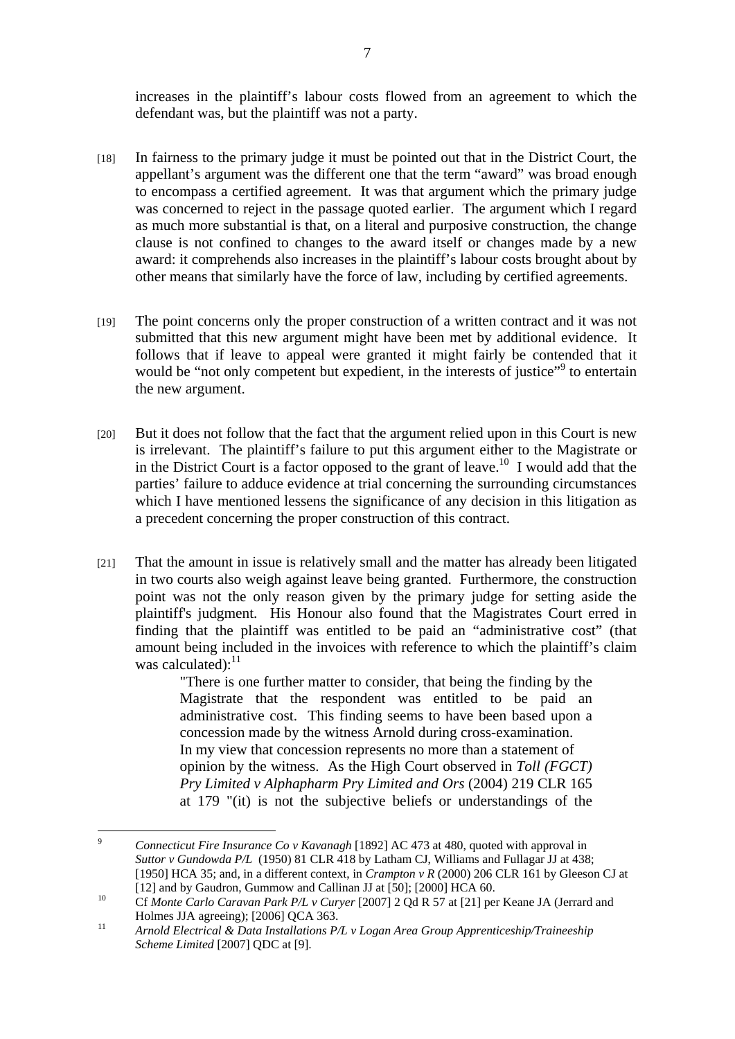increases in the plaintiff's labour costs flowed from an agreement to which the defendant was, but the plaintiff was not a party.

[18] In fairness to the primary judge it must be pointed out that in the District Court, the appellant's argument was the different one that the term "award" was broad enough to encompass a certified agreement. It was that argument which the primary judge was concerned to reject in the passage quoted earlier. The argument which I regard as much more substantial is that, on a literal and purposive construction, the change clause is not confined to changes to the award itself or changes made by a new award: it comprehends also increases in the plaintiff's labour costs brought about by other means that similarly have the force of law, including by certified agreements.

[19] The point concerns only the proper construction of a written contract and it was not submitted that this new argument might have been met by additional evidence. It follows that if leave to appeal were granted it might fairly be contended that it would be "not only competent but expedient, in the interests of justice"[9] to entertain the new argument.

[20] But it does not follow that the fact that the argument relied upon in this Court is new is irrelevant. The plaintiff's failure to put this argument either to the Magistrate or in the District Court is a factor opposed to the grant of leave.[10] I would add that the parties' failure to adduce evidence at trial concerning the surrounding circumstances which I have mentioned lessens the significance of any decision in this litigation as a precedent concerning the proper construction of this contract.

[21] That the amount in issue is relatively small and the matter has already been litigated in two courts also weigh against leave being granted. Furthermore, the construction point was not the only reason given by the primary judge for setting aside the plaintiff's judgment. His Honour also found that the Magistrates Court erred in finding that the plaintiff was entitled to be paid an "administrative cost" (that amount being included in the invoices with reference to which the plaintiff's claim was calculated):[11]

> "There is one further matter to consider, that being the finding by the Magistrate that the respondent was entitled to be paid an administrative cost. This finding seems to have been based upon a concession made by the witness Arnold during cross-examination. In my view that concession represents no more than a statement of opinion by the witness. As the High Court observed in *Toll (FGCT) Pry Limited v Alphapharm Pry Limited and Ors* (2004) 219 CLR 165 at 179 "(it) is not the subjective beliefs or understandings of the

---

[9] *Connecticut Fire Insurance Co v Kavanagh* [1892] AC 473 at 480, quoted with approval in *Suttor v Gundowda P/L* (1950) 81 CLR 418 by Latham CJ, Williams and Fullagar JJ at 438; [1950] HCA 35; and, in a different context, in *Crampton v R* (2000) 206 CLR 161 by Gleeson CJ at [12] and by Gaudron, Gummow and Callinan JJ at [50]; [2000] HCA 60.

[10] Cf *Monte Carlo Caravan Park P/L v Curyer* [2007] 2 Qd R 57 at [21] per Keane JA (Jerrard and Holmes JJA agreeing); [2006] QCA 363.

[11] *Arnold Electrical & Data Installations P/L v Logan Area Group Apprenticeship/Traineeship Scheme Limited* [2007] QDC at [9].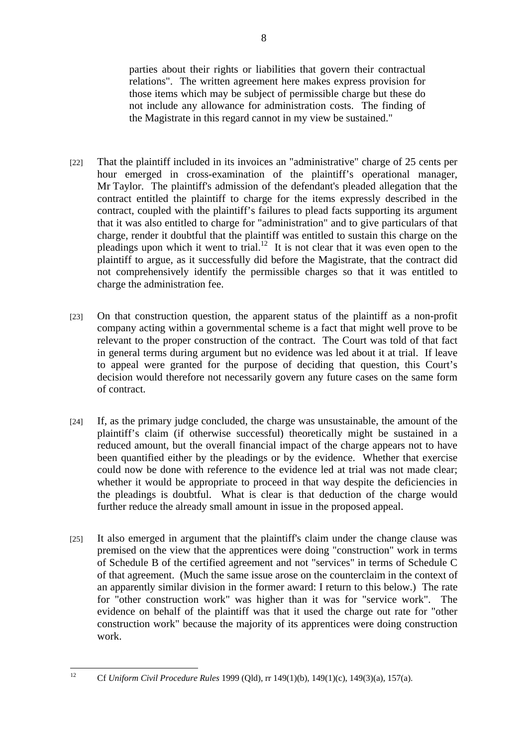> parties about their rights or liabilities that govern their contractual relations". The written agreement here makes express provision for those items which may be subject of permissible charge but these do not include any allowance for administration costs. The finding of the Magistrate in this regard cannot in my view be sustained."

[22] That the plaintiff included in its invoices an "administrative" charge of 25 cents per hour emerged in cross-examination of the plaintiff's operational manager, Mr Taylor. The plaintiff's admission of the defendant's pleaded allegation that the contract entitled the plaintiff to charge for the items expressly described in the contract, coupled with the plaintiff's failures to plead facts supporting its argument that it was also entitled to charge for "administration" and to give particulars of that charge, render it doubtful that the plaintiff was entitled to sustain this charge on the pleadings upon which it went to trial.[12] It is not clear that it was even open to the plaintiff to argue, as it successfully did before the Magistrate, that the contract did not comprehensively identify the permissible charges so that it was entitled to charge the administration fee.

[23] On that construction question, the apparent status of the plaintiff as a non-profit company acting within a governmental scheme is a fact that might well prove to be relevant to the proper construction of the contract. The Court was told of that fact in general terms during argument but no evidence was led about it at trial. If leave to appeal were granted for the purpose of deciding that question, this Court's decision would therefore not necessarily govern any future cases on the same form of contract.

[24] If, as the primary judge concluded, the charge was unsustainable, the amount of the plaintiff's claim (if otherwise successful) theoretically might be sustained in a reduced amount, but the overall financial impact of the charge appears not to have been quantified either by the pleadings or by the evidence. Whether that exercise could now be done with reference to the evidence led at trial was not made clear; whether it would be appropriate to proceed in that way despite the deficiencies in the pleadings is doubtful. What is clear is that deduction of the charge would further reduce the already small amount in issue in the proposed appeal.

[25] It also emerged in argument that the plaintiff's claim under the change clause was premised on the view that the apprentices were doing "construction" work in terms of Schedule B of the certified agreement and not "services" in terms of Schedule C of that agreement. (Much the same issue arose on the counterclaim in the context of an apparently similar division in the former award: I return to this below.) The rate for "other construction work" was higher than it was for "service work". The evidence on behalf of the plaintiff was that it used the charge out rate for "other construction work" because the majority of its apprentices were doing construction work.

---

[12] Cf *Uniform Civil Procedure Rules* 1999 (Qld), rr 149(1)(b), 149(1)(c), 149(3)(a), 157(a).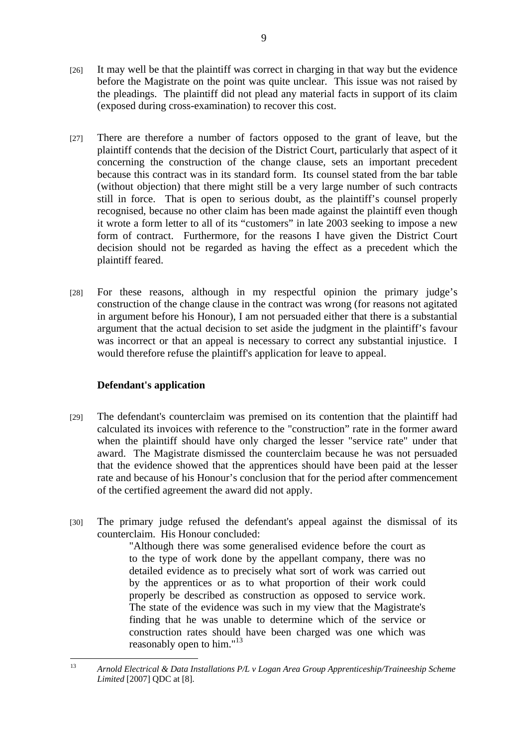[26] It may well be that the plaintiff was correct in charging in that way but the evidence before the Magistrate on the point was quite unclear. This issue was not raised by the pleadings. The plaintiff did not plead any material facts in support of its claim (exposed during cross-examination) to recover this cost.

[27] There are therefore a number of factors opposed to the grant of leave, but the plaintiff contends that the decision of the District Court, particularly that aspect of it concerning the construction of the change clause, sets an important precedent because this contract was in its standard form. Its counsel stated from the bar table (without objection) that there might still be a very large number of such contracts still in force. That is open to serious doubt, as the plaintiff's counsel properly recognised, because no other claim has been made against the plaintiff even though it wrote a form letter to all of its "customers" in late 2003 seeking to impose a new form of contract. Furthermore, for the reasons I have given the District Court decision should not be regarded as having the effect as a precedent which the plaintiff feared.

[28] For these reasons, although in my respectful opinion the primary judge's construction of the change clause in the contract was wrong (for reasons not agitated in argument before his Honour), I am not persuaded either that there is a substantial argument that the actual decision to set aside the judgment in the plaintiff's favour was incorrect or that an appeal is necessary to correct any substantial injustice. I would therefore refuse the plaintiff's application for leave to appeal.

**Defendant's application**

[29] The defendant's counterclaim was premised on its contention that the plaintiff had calculated its invoices with reference to the "construction" rate in the former award when the plaintiff should have only charged the lesser "service rate" under that award. The Magistrate dismissed the counterclaim because he was not persuaded that the evidence showed that the apprentices should have been paid at the lesser rate and because of his Honour's conclusion that for the period after commencement of the certified agreement the award did not apply.

[30] The primary judge refused the defendant's appeal against the dismissal of its counterclaim. His Honour concluded:

> "Although there was some generalised evidence before the court as to the type of work done by the appellant company, there was no detailed evidence as to precisely what sort of work was carried out by the apprentices or as to what proportion of their work could properly be described as construction as opposed to service work. The state of the evidence was such in my view that the Magistrate's finding that he was unable to determine which of the service or construction rates should have been charged was one which was reasonably open to him."[13]

---

[13] *Arnold Electrical & Data Installations P/L v Logan Area Group Apprenticeship/Traineeship Scheme Limited* [2007] QDC at [8].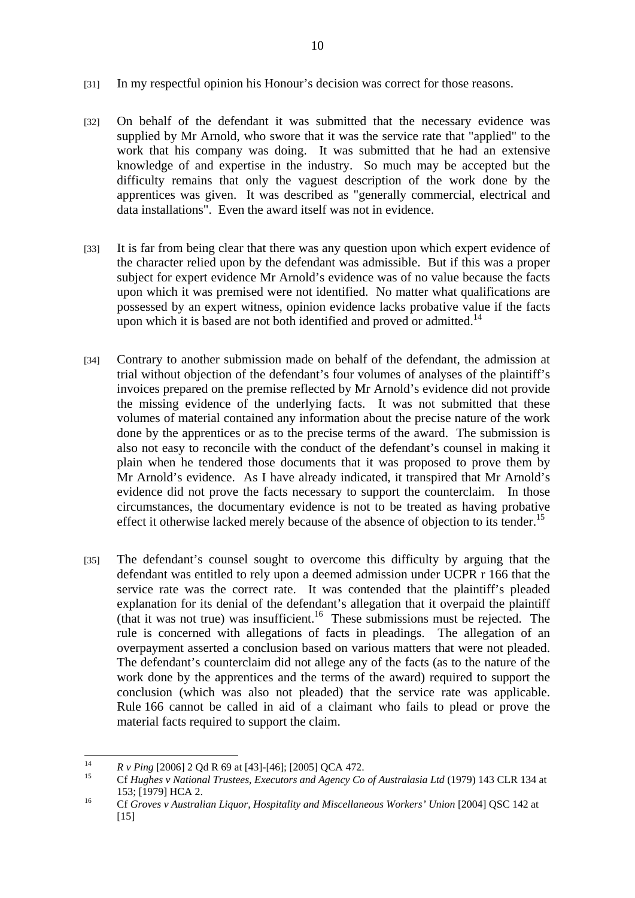[31] In my respectful opinion his Honour's decision was correct for those reasons.

[32] On behalf of the defendant it was submitted that the necessary evidence was supplied by Mr Arnold, who swore that it was the service rate that "applied" to the work that his company was doing. It was submitted that he had an extensive knowledge of and expertise in the industry. So much may be accepted but the difficulty remains that only the vaguest description of the work done by the apprentices was given. It was described as "generally commercial, electrical and data installations". Even the award itself was not in evidence.

[33] It is far from being clear that there was any question upon which expert evidence of the character relied upon by the defendant was admissible. But if this was a proper subject for expert evidence Mr Arnold's evidence was of no value because the facts upon which it was premised were not identified. No matter what qualifications are possessed by an expert witness, opinion evidence lacks probative value if the facts upon which it is based are not both identified and proved or admitted.[14]

[34] Contrary to another submission made on behalf of the defendant, the admission at trial without objection of the defendant's four volumes of analyses of the plaintiff's invoices prepared on the premise reflected by Mr Arnold's evidence did not provide the missing evidence of the underlying facts. It was not submitted that these volumes of material contained any information about the precise nature of the work done by the apprentices or as to the precise terms of the award. The submission is also not easy to reconcile with the conduct of the defendant's counsel in making it plain when he tendered those documents that it was proposed to prove them by Mr Arnold's evidence. As I have already indicated, it transpired that Mr Arnold's evidence did not prove the facts necessary to support the counterclaim. In those circumstances, the documentary evidence is not to be treated as having probative effect it otherwise lacked merely because of the absence of objection to its tender.[15]

[35] The defendant's counsel sought to overcome this difficulty by arguing that the defendant was entitled to rely upon a deemed admission under UCPR r 166 that the service rate was the correct rate. It was contended that the plaintiff's pleaded explanation for its denial of the defendant's allegation that it overpaid the plaintiff (that it was not true) was insufficient.[16] These submissions must be rejected. The rule is concerned with allegations of facts in pleadings. The allegation of an overpayment asserted a conclusion based on various matters that were not pleaded. The defendant's counterclaim did not allege any of the facts (as to the nature of the work done by the apprentices and the terms of the award) required to support the conclusion (which was also not pleaded) that the service rate was applicable. Rule 166 cannot be called in aid of a claimant who fails to plead or prove the material facts required to support the claim.

---

[14] *R v Ping* [2006] 2 Qd R 69 at [43]-[46]; [2005] QCA 472.

[15] Cf *Hughes v National Trustees, Executors and Agency Co of Australasia Ltd* (1979) 143 CLR 134 at 153; [1979] HCA 2.

[16] Cf *Groves v Australian Liquor, Hospitality and Miscellaneous Workers' Union* [2004] QSC 142 at [15]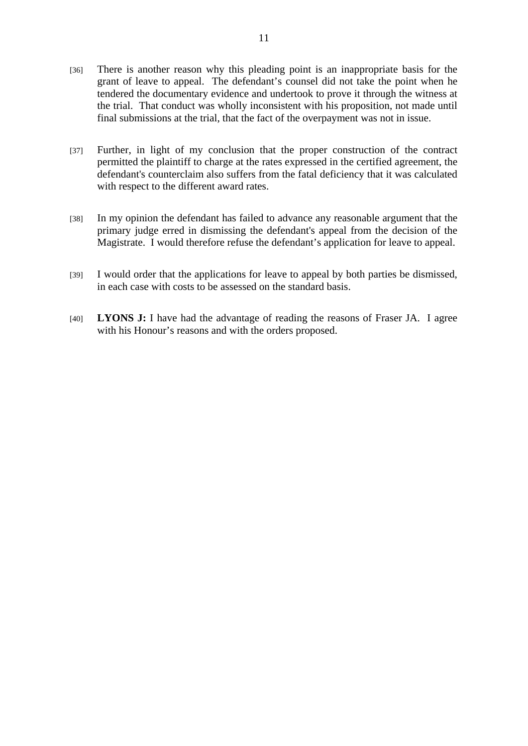[36] There is another reason why this pleading point is an inappropriate basis for the grant of leave to appeal. The defendant's counsel did not take the point when he tendered the documentary evidence and undertook to prove it through the witness at the trial. That conduct was wholly inconsistent with his proposition, not made until final submissions at the trial, that the fact of the overpayment was not in issue.

[37] Further, in light of my conclusion that the proper construction of the contract permitted the plaintiff to charge at the rates expressed in the certified agreement, the defendant's counterclaim also suffers from the fatal deficiency that it was calculated with respect to the different award rates.

[38] In my opinion the defendant has failed to advance any reasonable argument that the primary judge erred in dismissing the defendant's appeal from the decision of the Magistrate. I would therefore refuse the defendant's application for leave to appeal.

[39] I would order that the applications for leave to appeal by both parties be dismissed, in each case with costs to be assessed on the standard basis.

[40] **LYONS J:** I have had the advantage of reading the reasons of Fraser JA. I agree with his Honour's reasons and with the orders proposed.